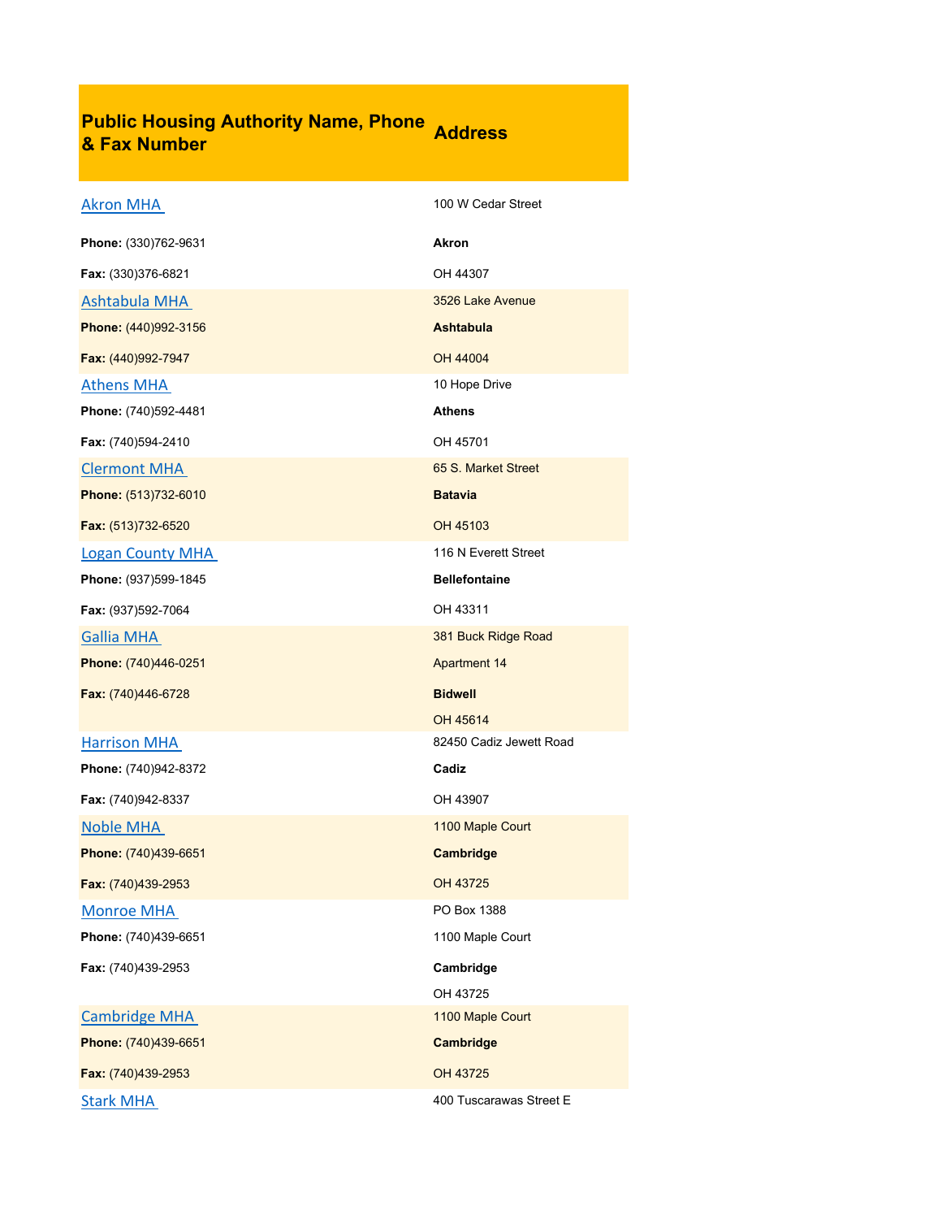| Public Housing Authority Name, Phone & Fax Number | Address |
|---|---|
| Akron MHA<br>**Phone:** (330)762-9631<br>**Fax:** (330)376-6821 | 100 W Cedar Street<br>**Akron**<br>OH 44307 |
| Ashtabula MHA<br>**Phone:** (440)992-3156<br>**Fax:** (440)992-7947 | 3526 Lake Avenue<br>**Ashtabula**<br>OH 44004 |
| Athens MHA<br>**Phone:** (740)592-4481<br>**Fax:** (740)594-2410 | 10 Hope Drive<br>**Athens**<br>OH 45701 |
| Clermont MHA<br>**Phone:** (513)732-6010<br>**Fax:** (513)732-6520 | 65 S. Market Street<br>**Batavia**<br>OH 45103 |
| Logan County MHA<br>**Phone:** (937)599-1845<br>**Fax:** (937)592-7064 | 116 N Everett Street<br>**Bellefontaine**<br>OH 43311 |
| Gallia MHA<br>**Phone:** (740)446-0251<br>**Fax:** (740)446-6728 | 381 Buck Ridge Road<br>Apartment 14<br>**Bidwell**<br>OH 45614 |
| Harrison MHA<br>**Phone:** (740)942-8372<br>**Fax:** (740)942-8337 | 82450 Cadiz Jewett Road<br>**Cadiz**<br>OH 43907 |
| Noble MHA<br>**Phone:** (740)439-6651<br>**Fax:** (740)439-2953 | 1100 Maple Court<br>**Cambridge**<br>OH 43725 |
| Monroe MHA<br>**Phone:** (740)439-6651<br>**Fax:** (740)439-2953 | PO Box 1388<br>1100 Maple Court<br>**Cambridge**<br>OH 43725 |
| Cambridge MHA<br>**Phone:** (740)439-6651<br>**Fax:** (740)439-2953 | 1100 Maple Court<br>**Cambridge**<br>OH 43725 |
| Stark MHA | 400 Tuscarawas Street E |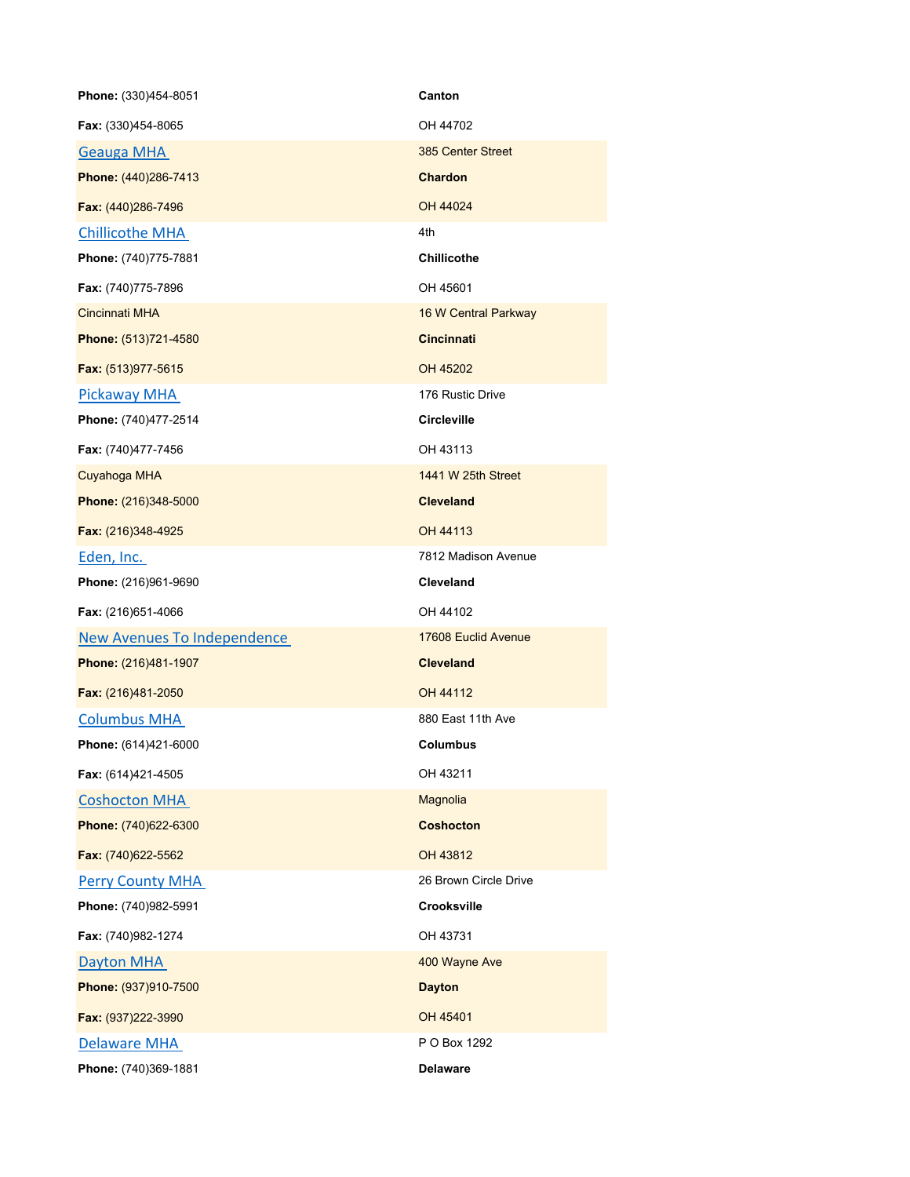| | |
|---|---|
| **Phone:** (330)454-8051 | **Canton** |
| **Fax:** (330)454-8065 | OH 44702 |
| Geauga MHA | 385 Center Street |
| **Phone:** (440)286-7413 | **Chardon** |
| **Fax:** (440)286-7496 | OH 44024 |
| Chillicothe MHA | 4th |
| **Phone:** (740)775-7881 | **Chillicothe** |
| **Fax:** (740)775-7896 | OH 45601 |
| Cincinnati MHA | 16 W Central Parkway |
| **Phone:** (513)721-4580 | **Cincinnati** |
| **Fax:** (513)977-5615 | OH 45202 |
| Pickaway MHA | 176 Rustic Drive |
| **Phone:** (740)477-2514 | **Circleville** |
| **Fax:** (740)477-7456 | OH 43113 |
| Cuyahoga MHA | 1441 W 25th Street |
| **Phone:** (216)348-5000 | **Cleveland** |
| **Fax:** (216)348-4925 | OH 44113 |
| Eden, Inc. | 7812 Madison Avenue |
| **Phone:** (216)961-9690 | **Cleveland** |
| **Fax:** (216)651-4066 | OH 44102 |
| New Avenues To Independence | 17608 Euclid Avenue |
| **Phone:** (216)481-1907 | **Cleveland** |
| **Fax:** (216)481-2050 | OH 44112 |
| Columbus MHA | 880 East 11th Ave |
| **Phone:** (614)421-6000 | **Columbus** |
| **Fax:** (614)421-4505 | OH 43211 |
| Coshocton MHA | Magnolia |
| **Phone:** (740)622-6300 | **Coshocton** |
| **Fax:** (740)622-5562 | OH 43812 |
| Perry County MHA | 26 Brown Circle Drive |
| **Phone:** (740)982-5991 | **Crooksville** |
| **Fax:** (740)982-1274 | OH 43731 |
| Dayton MHA | 400 Wayne Ave |
| **Phone:** (937)910-7500 | **Dayton** |
| **Fax:** (937)222-3990 | OH 45401 |
| Delaware MHA | P O Box 1292 |
| **Phone:** (740)369-1881 | **Delaware** |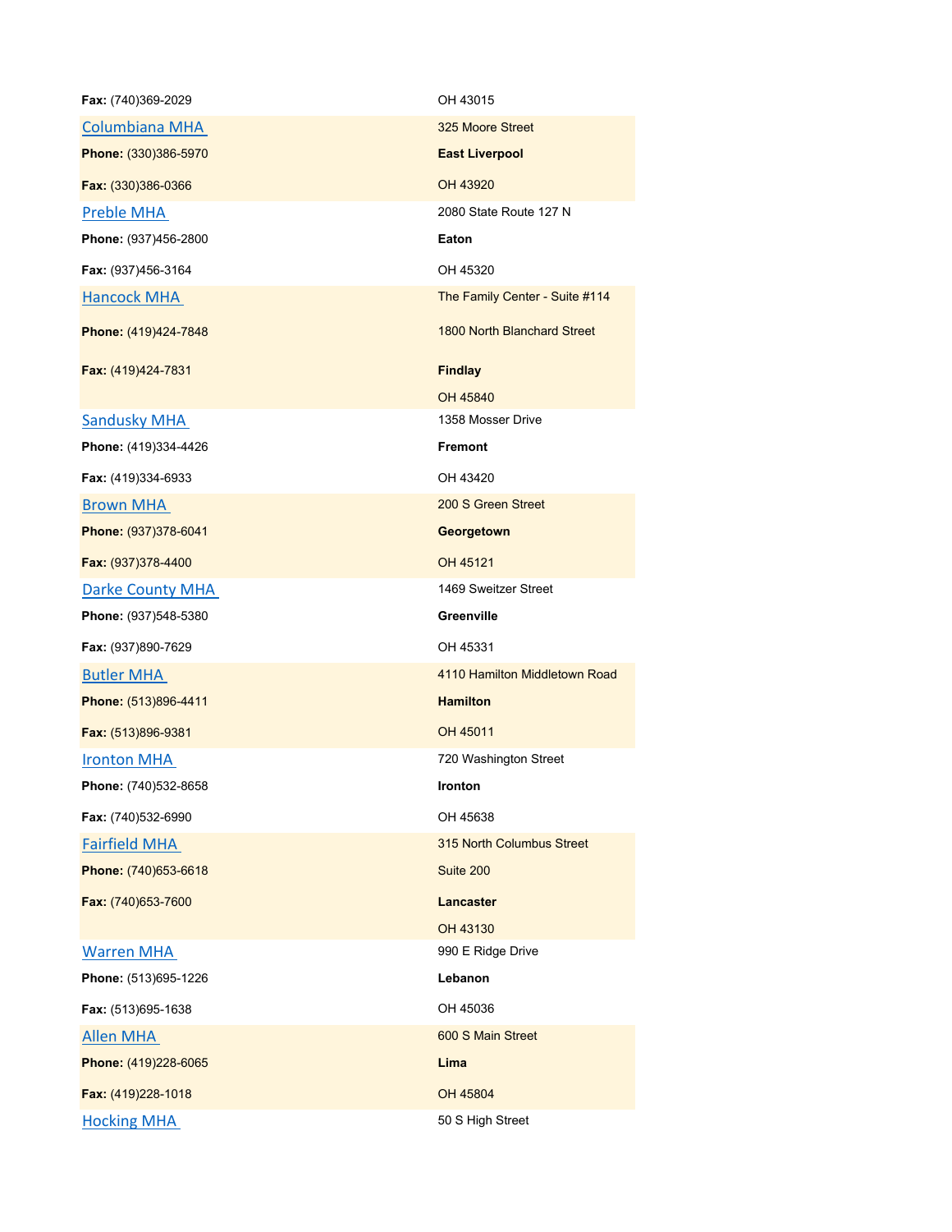| | |
|---|---|
| **Fax:** (740)369-2029 | OH 43015 |
| Columbiana MHA | 325 Moore Street |
| **Phone:** (330)386-5970 | **East Liverpool** |
| **Fax:** (330)386-0366 | OH 43920 |
| Preble MHA | 2080 State Route 127 N |
| **Phone:** (937)456-2800 | **Eaton** |
| **Fax:** (937)456-3164 | OH 45320 |
| Hancock MHA | The Family Center - Suite #114 |
| **Phone:** (419)424-7848 | 1800 North Blanchard Street |
| **Fax:** (419)424-7831 | **Findlay** |
| | OH 45840 |
| Sandusky MHA | 1358 Mosser Drive |
| **Phone:** (419)334-4426 | **Fremont** |
| **Fax:** (419)334-6933 | OH 43420 |
| Brown MHA | 200 S Green Street |
| **Phone:** (937)378-6041 | **Georgetown** |
| **Fax:** (937)378-4400 | OH 45121 |
| Darke County MHA | 1469 Sweitzer Street |
| **Phone:** (937)548-5380 | **Greenville** |
| **Fax:** (937)890-7629 | OH 45331 |
| Butler MHA | 4110 Hamilton Middletown Road |
| **Phone:** (513)896-4411 | **Hamilton** |
| **Fax:** (513)896-9381 | OH 45011 |
| Ironton MHA | 720 Washington Street |
| **Phone:** (740)532-8658 | **Ironton** |
| **Fax:** (740)532-6990 | OH 45638 |
| Fairfield MHA | 315 North Columbus Street |
| **Phone:** (740)653-6618 | Suite 200 |
| **Fax:** (740)653-7600 | **Lancaster** |
| | OH 43130 |
| Warren MHA | 990 E Ridge Drive |
| **Phone:** (513)695-1226 | **Lebanon** |
| **Fax:** (513)695-1638 | OH 45036 |
| Allen MHA | 600 S Main Street |
| **Phone:** (419)228-6065 | **Lima** |
| **Fax:** (419)228-1018 | OH 45804 |
| Hocking MHA | 50 S High Street |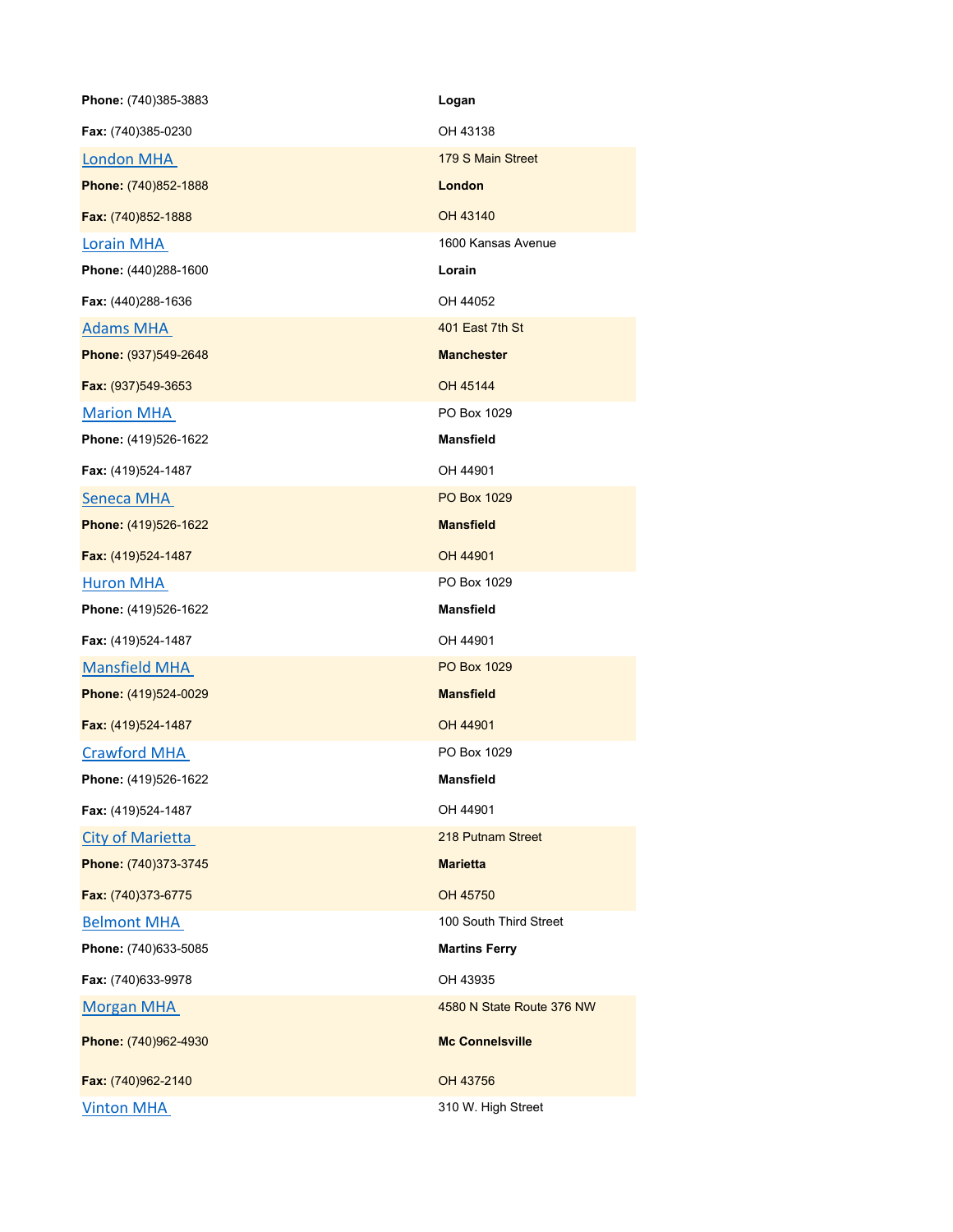| | |
|---|---|
| **Phone:** (740)385-3883 | **Logan** |
| **Fax:** (740)385-0230 | OH 43138 |
| London MHA | 179 S Main Street |
| **Phone:** (740)852-1888 | **London** |
| **Fax:** (740)852-1888 | OH 43140 |
| Lorain MHA | 1600 Kansas Avenue |
| **Phone:** (440)288-1600 | **Lorain** |
| **Fax:** (440)288-1636 | OH 44052 |
| Adams MHA | 401 East 7th St |
| **Phone:** (937)549-2648 | **Manchester** |
| **Fax:** (937)549-3653 | OH 45144 |
| Marion MHA | PO Box 1029 |
| **Phone:** (419)526-1622 | **Mansfield** |
| **Fax:** (419)524-1487 | OH 44901 |
| Seneca MHA | PO Box 1029 |
| **Phone:** (419)526-1622 | **Mansfield** |
| **Fax:** (419)524-1487 | OH 44901 |
| Huron MHA | PO Box 1029 |
| **Phone:** (419)526-1622 | **Mansfield** |
| **Fax:** (419)524-1487 | OH 44901 |
| Mansfield MHA | PO Box 1029 |
| **Phone:** (419)524-0029 | **Mansfield** |
| **Fax:** (419)524-1487 | OH 44901 |
| Crawford MHA | PO Box 1029 |
| **Phone:** (419)526-1622 | **Mansfield** |
| **Fax:** (419)524-1487 | OH 44901 |
| City of Marietta | 218 Putnam Street |
| **Phone:** (740)373-3745 | **Marietta** |
| **Fax:** (740)373-6775 | OH 45750 |
| Belmont MHA | 100 South Third Street |
| **Phone:** (740)633-5085 | **Martins Ferry** |
| **Fax:** (740)633-9978 | OH 43935 |
| Morgan MHA | 4580 N State Route 376 NW |
| **Phone:** (740)962-4930 | **Mc Connelsville** |
| **Fax:** (740)962-2140 | OH 43756 |
| Vinton MHA | 310 W. High Street |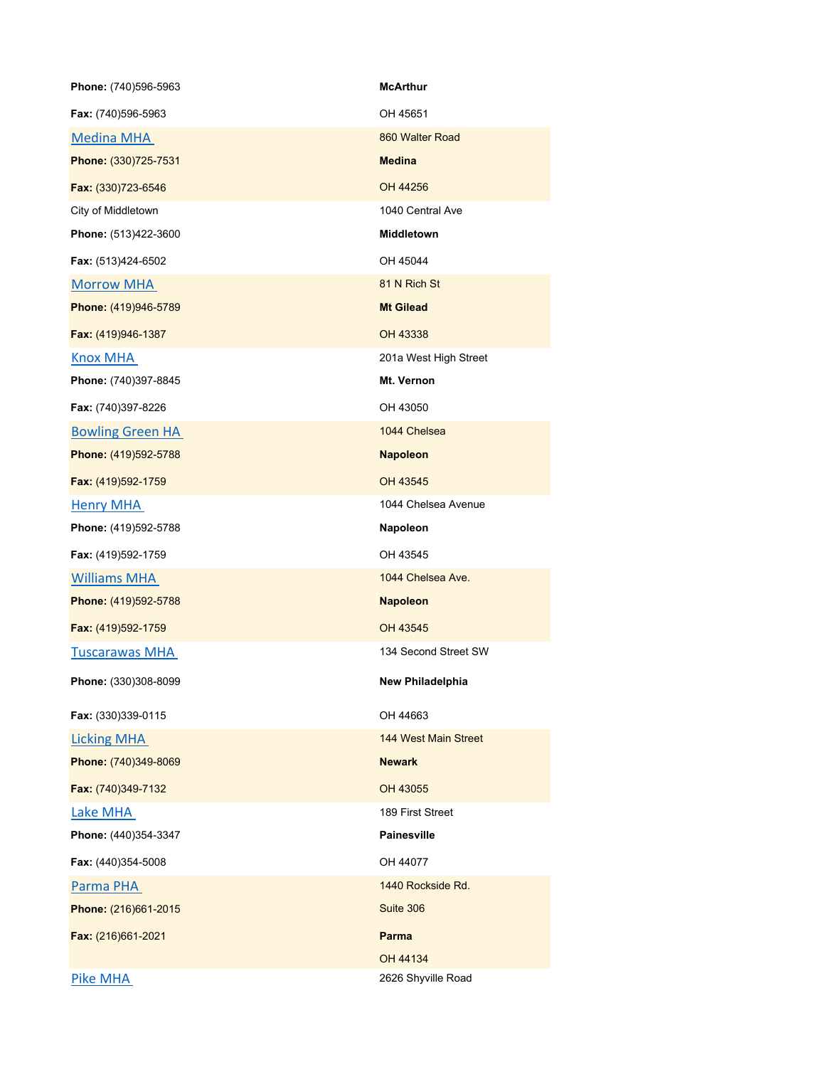| | |
|---|---|
| **Phone:** (740)596-5963<br>**Fax:** (740)596-5963 | **McArthur**<br>OH 45651 |
| [Medina MHA](#)<br>**Phone:** (330)725-7531<br>**Fax:** (330)723-6546 | 860 Walter Road<br>**Medina**<br>OH 44256 |
| City of Middletown<br>**Phone:** (513)422-3600<br>**Fax:** (513)424-6502 | 1040 Central Ave<br>**Middletown**<br>OH 45044 |
| [Morrow MHA](#)<br>**Phone:** (419)946-5789<br>**Fax:** (419)946-1387 | 81 N Rich St<br>**Mt Gilead**<br>OH 43338 |
| [Knox MHA](#)<br>**Phone:** (740)397-8845<br>**Fax:** (740)397-8226 | 201a West High Street<br>**Mt. Vernon**<br>OH 43050 |
| [Bowling Green HA](#)<br>**Phone:** (419)592-5788<br>**Fax:** (419)592-1759 | 1044 Chelsea<br>**Napoleon**<br>OH 43545 |
| [Henry MHA](#)<br>**Phone:** (419)592-5788<br>**Fax:** (419)592-1759 | 1044 Chelsea Avenue<br>**Napoleon**<br>OH 43545 |
| [Williams MHA](#)<br>**Phone:** (419)592-5788<br>**Fax:** (419)592-1759 | 1044 Chelsea Ave.<br>**Napoleon**<br>OH 43545 |
| [Tuscarawas MHA](#)<br>**Phone:** (330)308-8099<br>**Fax:** (330)339-0115 | 134 Second Street SW<br>**New Philadelphia**<br>OH 44663 |
| [Licking MHA](#)<br>**Phone:** (740)349-8069<br>**Fax:** (740)349-7132 | 144 West Main Street<br>**Newark**<br>OH 43055 |
| [Lake MHA](#)<br>**Phone:** (440)354-3347<br>**Fax:** (440)354-5008 | 189 First Street<br>**Painesville**<br>OH 44077 |
| [Parma PHA](#)<br>**Phone:** (216)661-2015<br>**Fax:** (216)661-2021 | 1440 Rockside Rd.<br>Suite 306<br>**Parma**<br>OH 44134 |
| [Pike MHA](#) | 2626 Shyville Road |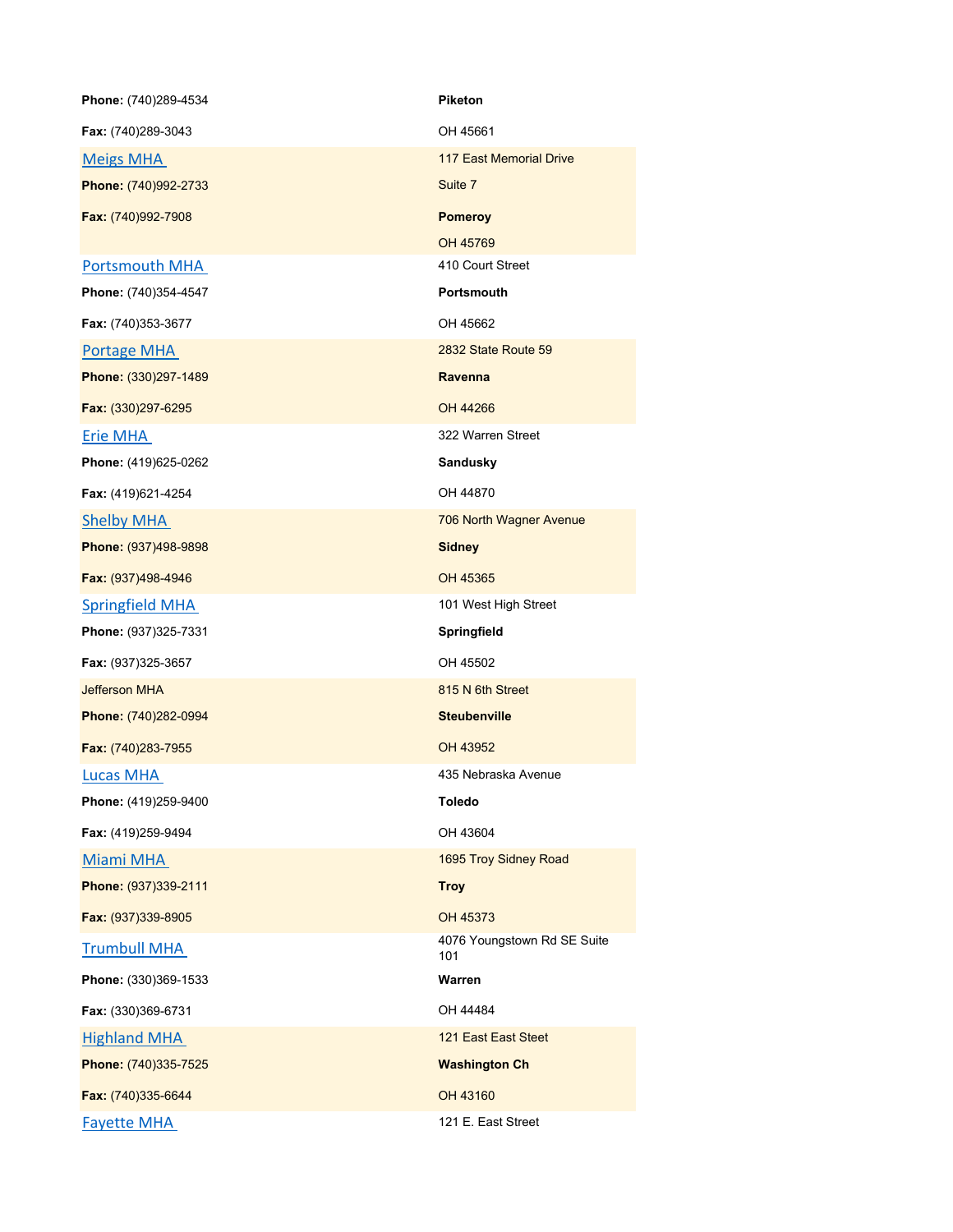| | |
|---|---|
| **Phone:** (740)289-4534 | **Piketon** |
| **Fax:** (740)289-3043 | OH 45661 |
| Meigs MHA | 117 East Memorial Drive |
| **Phone:** (740)992-2733 | Suite 7 |
| **Fax:** (740)992-7908 | **Pomeroy** |
| | OH 45769 |
| Portsmouth MHA | 410 Court Street |
| **Phone:** (740)354-4547 | **Portsmouth** |
| **Fax:** (740)353-3677 | OH 45662 |
| Portage MHA | 2832 State Route 59 |
| **Phone:** (330)297-1489 | **Ravenna** |
| **Fax:** (330)297-6295 | OH 44266 |
| Erie MHA | 322 Warren Street |
| **Phone:** (419)625-0262 | **Sandusky** |
| **Fax:** (419)621-4254 | OH 44870 |
| Shelby MHA | 706 North Wagner Avenue |
| **Phone:** (937)498-9898 | **Sidney** |
| **Fax:** (937)498-4946 | OH 45365 |
| Springfield MHA | 101 West High Street |
| **Phone:** (937)325-7331 | **Springfield** |
| **Fax:** (937)325-3657 | OH 45502 |
| Jefferson MHA | 815 N 6th Street |
| **Phone:** (740)282-0994 | **Steubenville** |
| **Fax:** (740)283-7955 | OH 43952 |
| Lucas MHA | 435 Nebraska Avenue |
| **Phone:** (419)259-9400 | **Toledo** |
| **Fax:** (419)259-9494 | OH 43604 |
| Miami MHA | 1695 Troy Sidney Road |
| **Phone:** (937)339-2111 | **Troy** |
| **Fax:** (937)339-8905 | OH 45373 |
| Trumbull MHA | 4076 Youngstown Rd SE Suite 101 |
| **Phone:** (330)369-1533 | **Warren** |
| **Fax:** (330)369-6731 | OH 44484 |
| Highland MHA | 121 East East Steet |
| **Phone:** (740)335-7525 | **Washington Ch** |
| **Fax:** (740)335-6644 | OH 43160 |
| Fayette MHA | 121 E. East Street |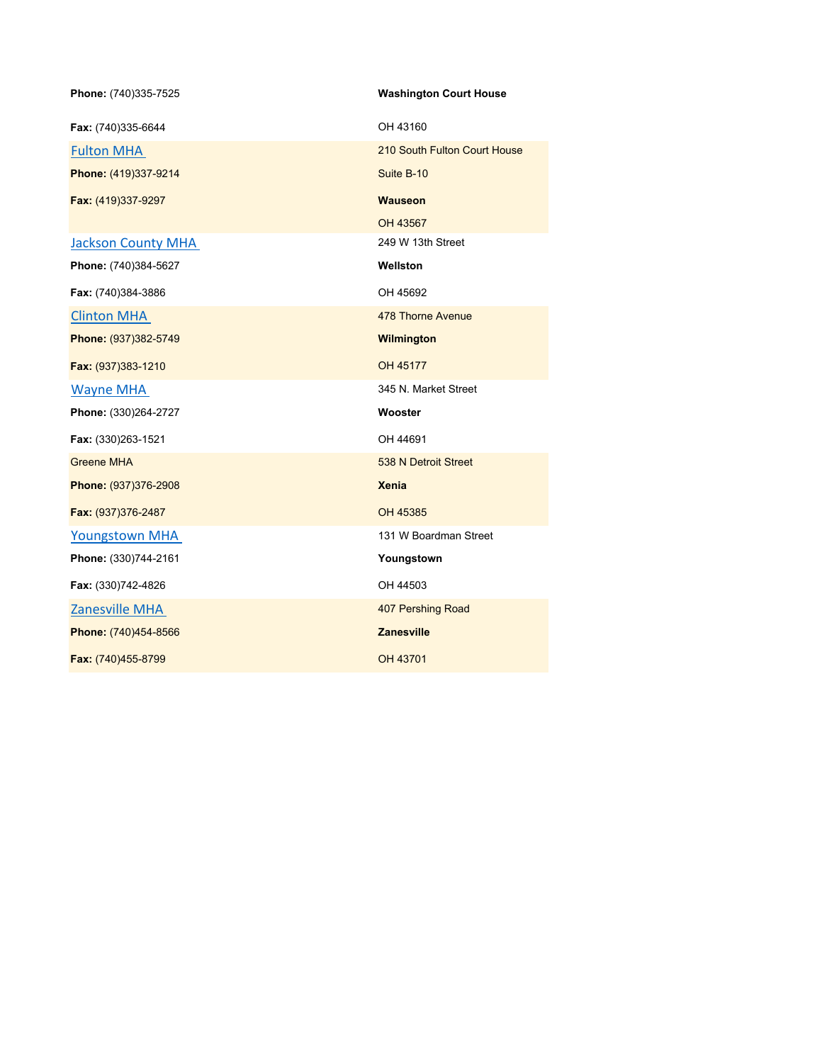| | |
|---|---|
| **Phone:** (740)335-7525 | **Washington Court House** |
| **Fax:** (740)335-6644 | OH 43160 |
| Fulton MHA | 210 South Fulton Court House |
| **Phone:** (419)337-9214 | Suite B-10 |
| **Fax:** (419)337-9297 | **Wauseon** |
| | OH 43567 |
| Jackson County MHA | 249 W 13th Street |
| **Phone:** (740)384-5627 | **Wellston** |
| **Fax:** (740)384-3886 | OH 45692 |
| Clinton MHA | 478 Thorne Avenue |
| **Phone:** (937)382-5749 | **Wilmington** |
| **Fax:** (937)383-1210 | OH 45177 |
| Wayne MHA | 345 N. Market Street |
| **Phone:** (330)264-2727 | **Wooster** |
| **Fax:** (330)263-1521 | OH 44691 |
| Greene MHA | 538 N Detroit Street |
| **Phone:** (937)376-2908 | **Xenia** |
| **Fax:** (937)376-2487 | OH 45385 |
| Youngstown MHA | 131 W Boardman Street |
| **Phone:** (330)744-2161 | **Youngstown** |
| **Fax:** (330)742-4826 | OH 44503 |
| Zanesville MHA | 407 Pershing Road |
| **Phone:** (740)454-8566 | **Zanesville** |
| **Fax:** (740)455-8799 | OH 43701 |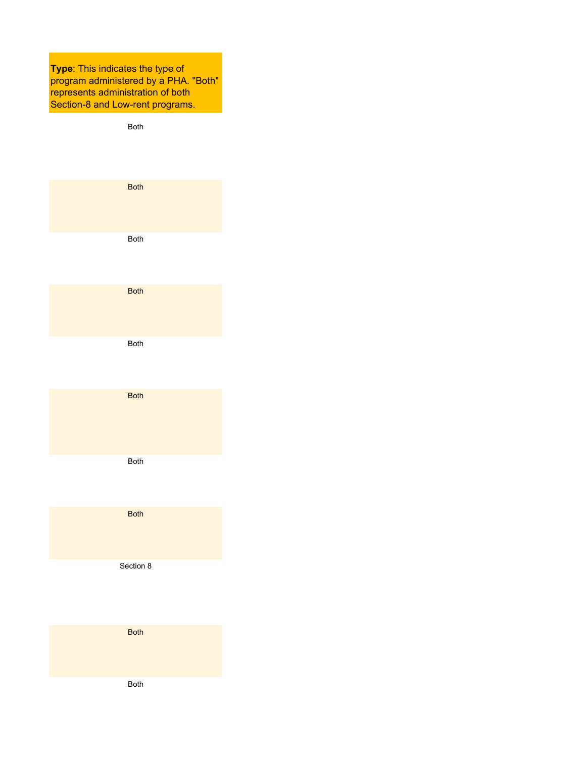| **Type**: This indicates the type of program administered by a PHA. "Both" represents administration of both Section-8 and Low-rent programs. |
|---|
| Both |
| Both |
| Both |
| Both |
| Both |
| Both |
| Both |
| Both |
| Section 8 |
| Both |
| Both |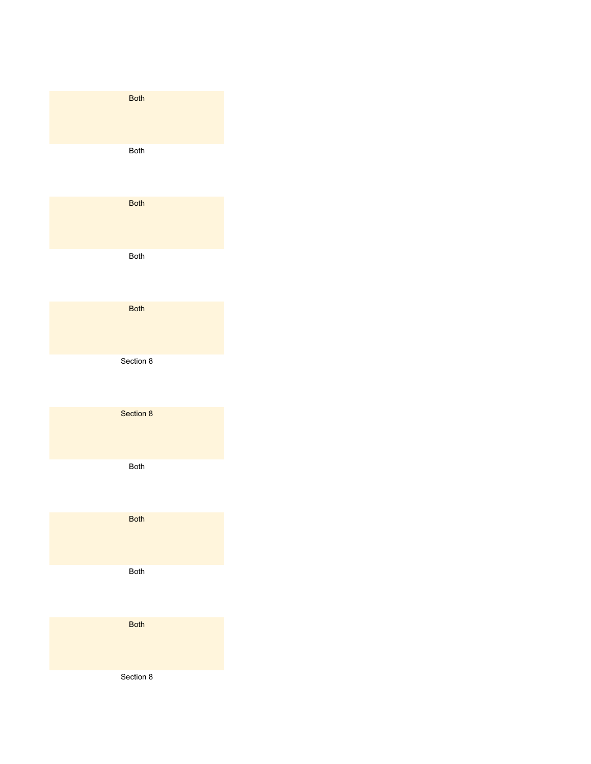Both

Both

Both

Both

Both

Section 8

Section 8

Both

Both

Both

Both

Section 8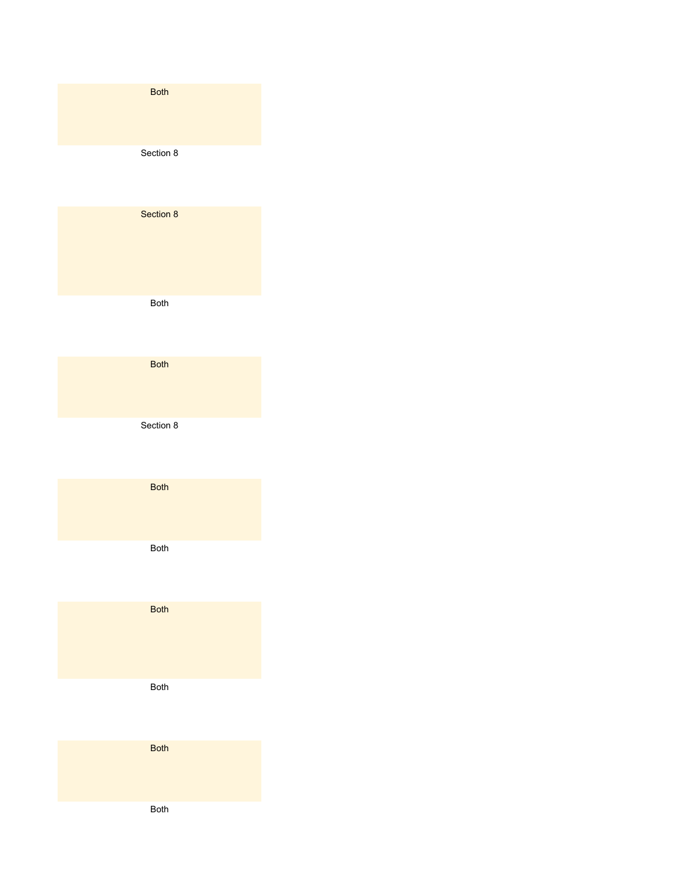Both

Section 8

Section 8

Both

Both

Section 8

Both

Both

Both

Both

Both

Both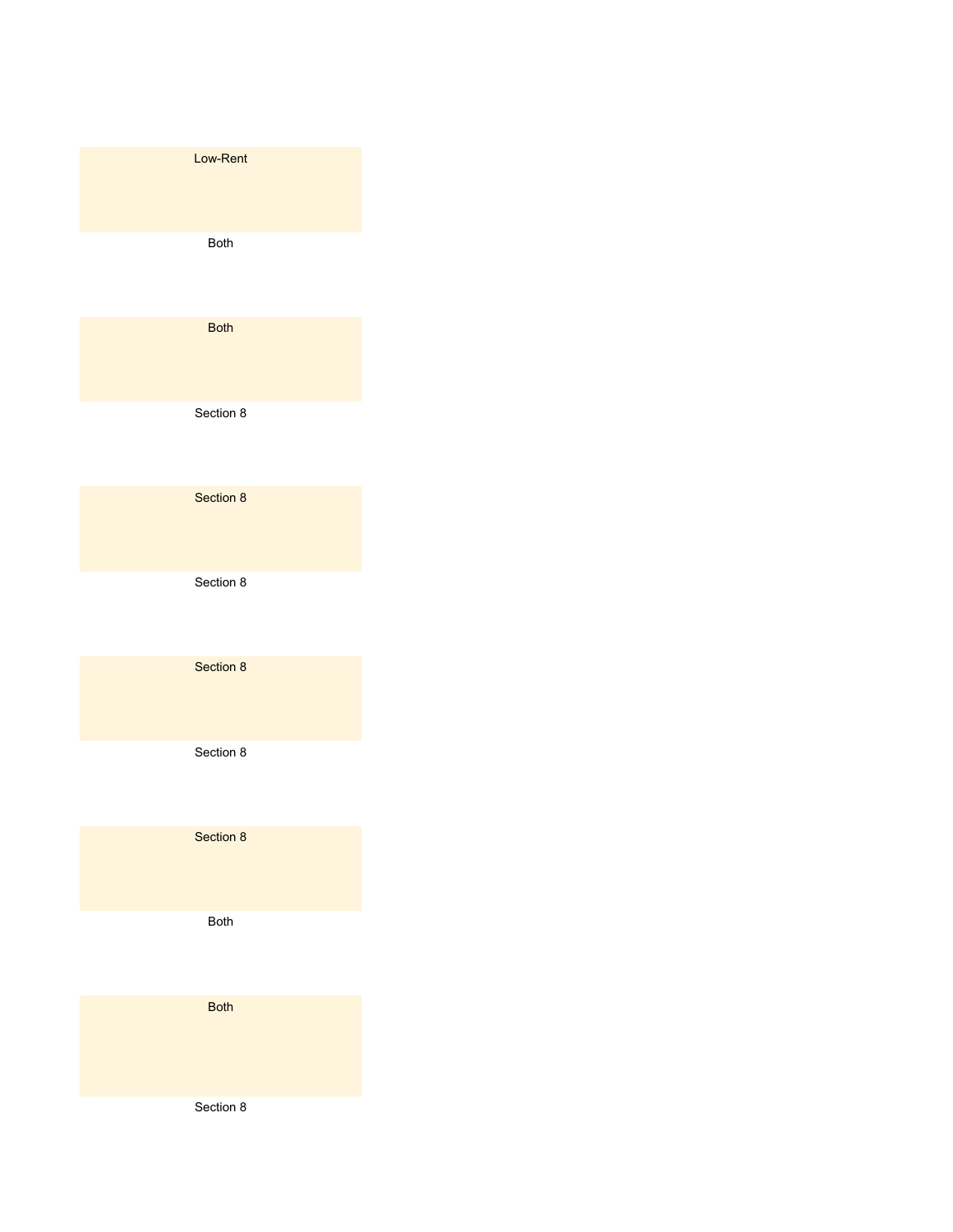Low-Rent

Both

Both

Section 8

Section 8

Section 8

Section 8

Section 8

Section 8

Both

Both

Section 8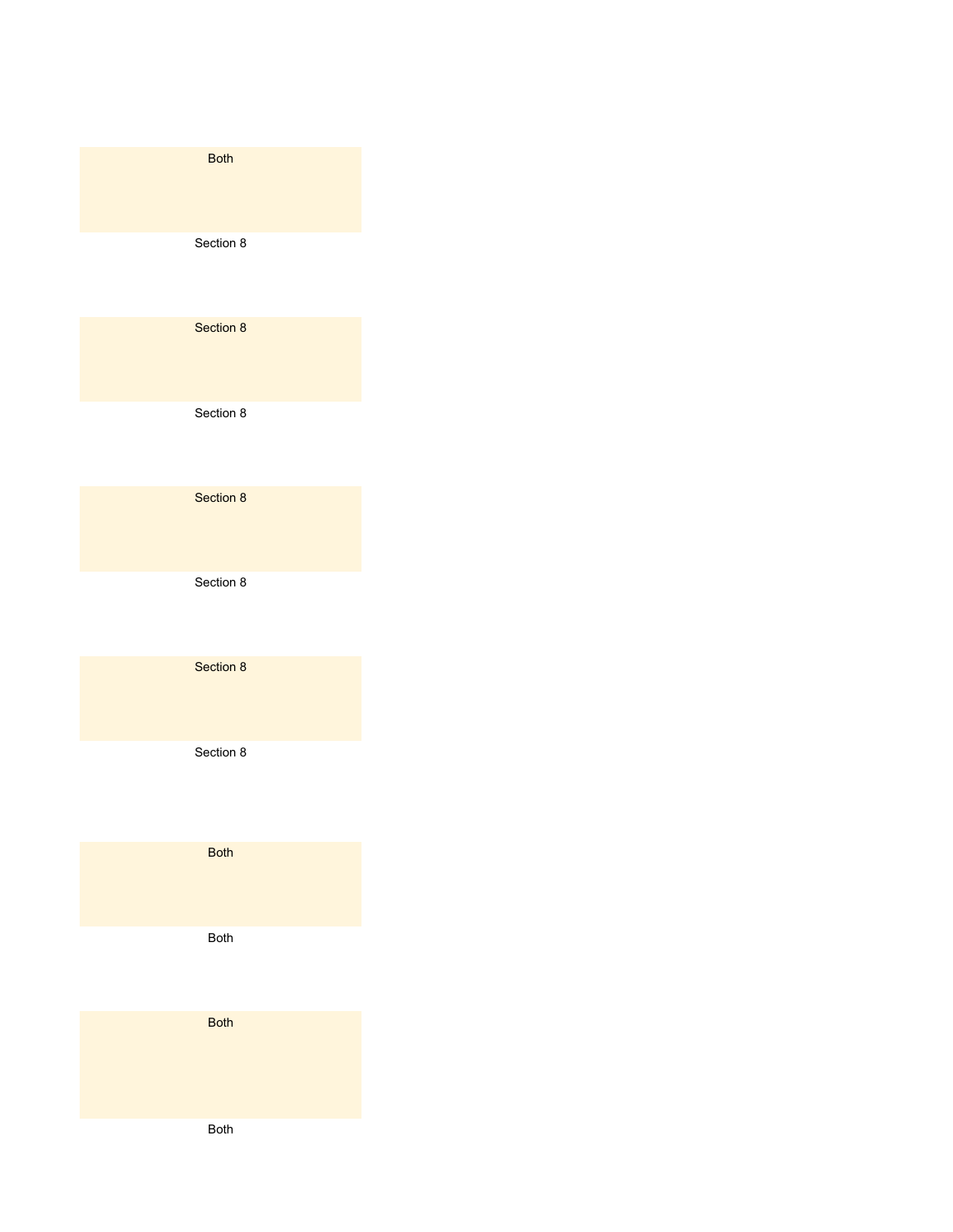Both

Section 8

Section 8

Section 8

Section 8

Section 8

Section 8

Section 8

Both

Both

Both

Both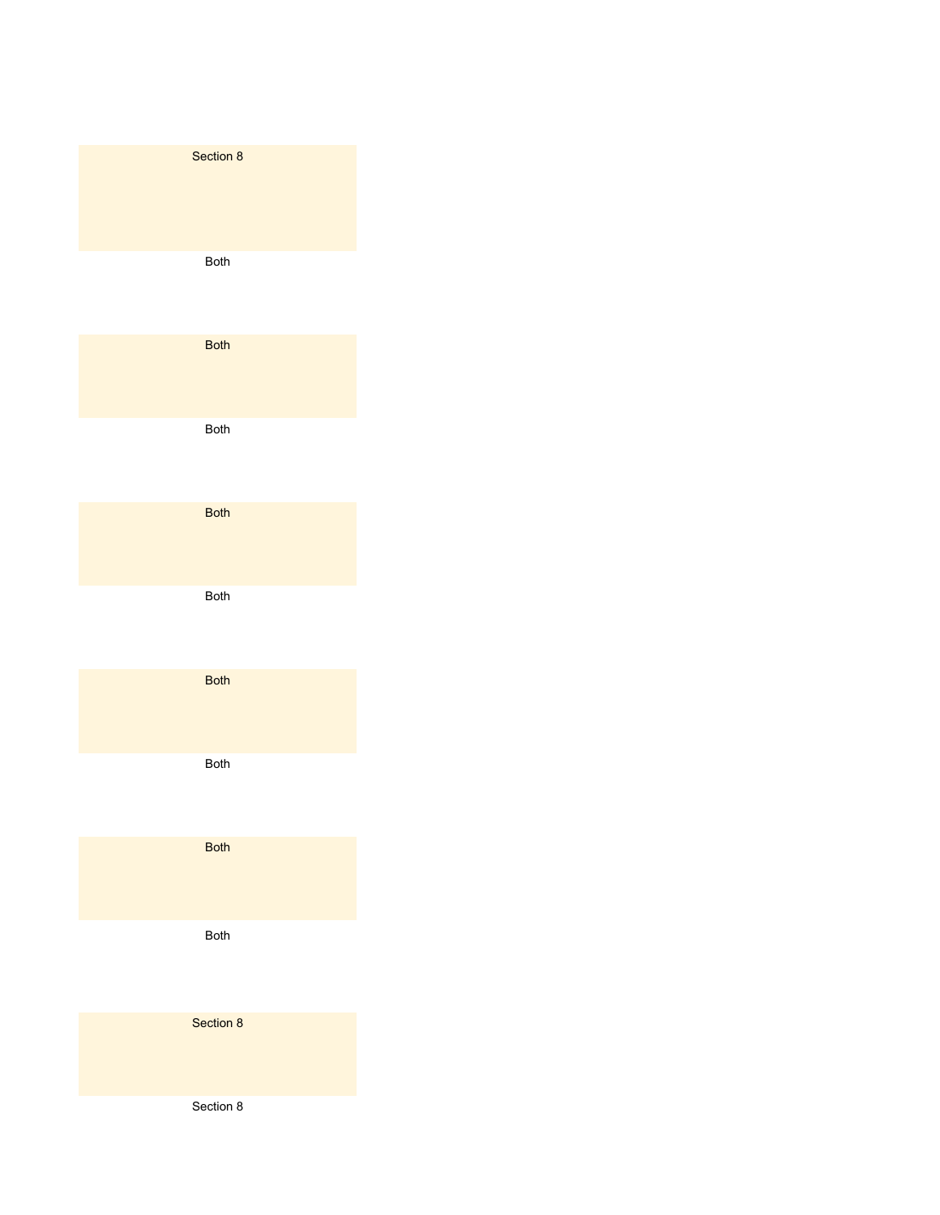Section 8

Both

Both

Both

Both

Both

Both

Both

Both

Both

Section 8

Section 8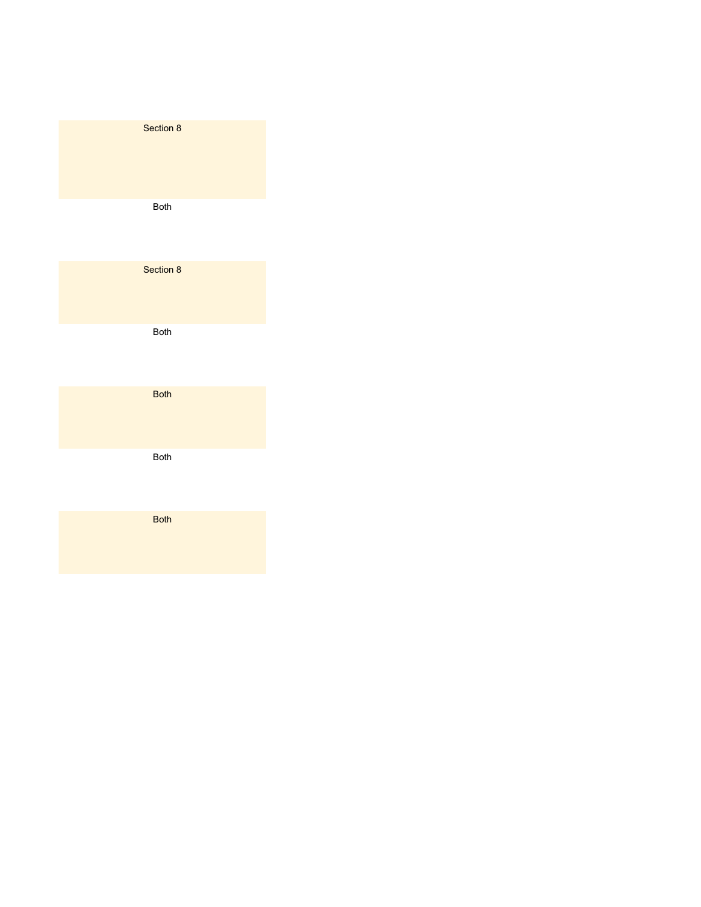Section 8

Both

Section 8

Both

Both

Both

Both